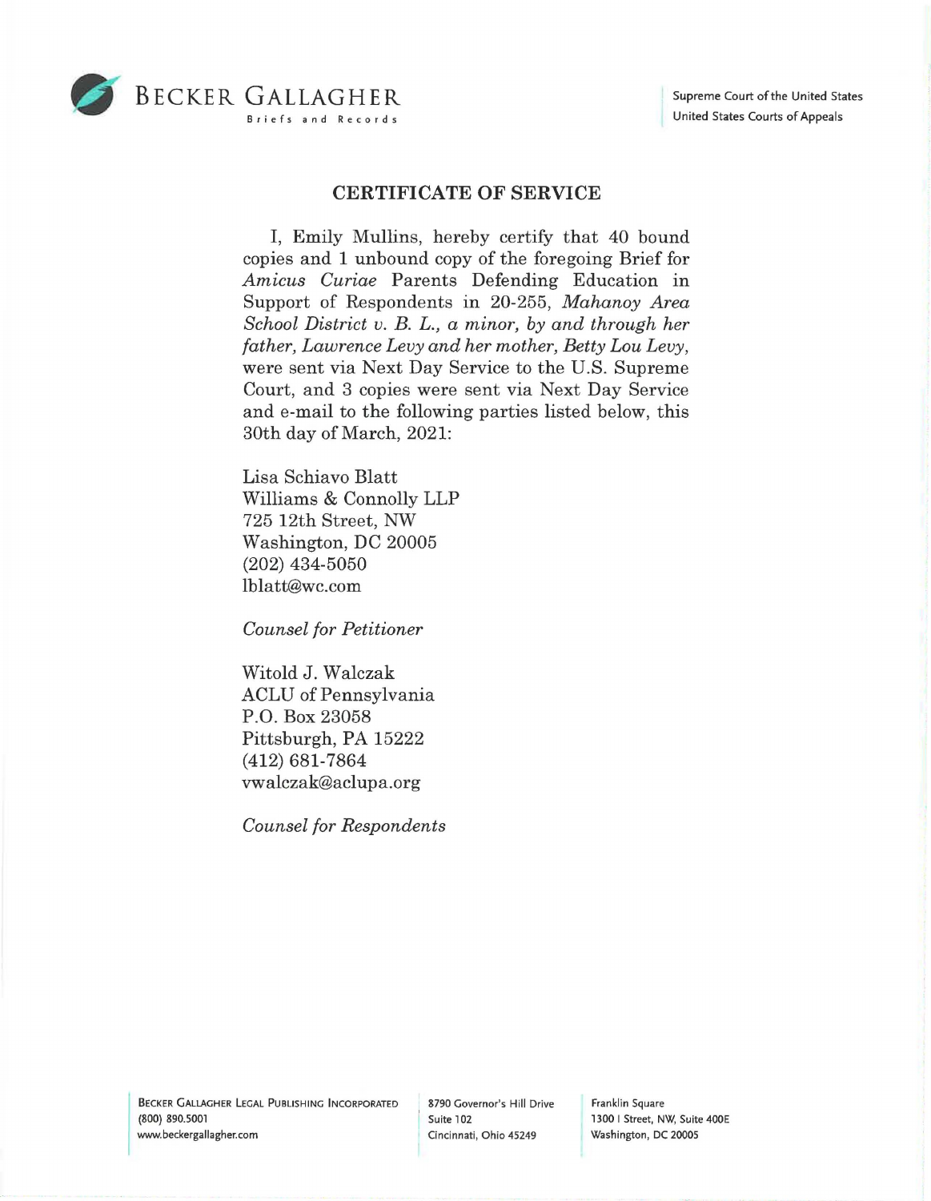BECKER GALLAGHER
Briefs and Records

Supreme Court of the United States
United States Courts of Appeals

## CERTIFICATE OF SERVICE

I, Emily Mullins, hereby certify that 40 bound copies and 1 unbound copy of the foregoing Brief for *Amicus Curiae* Parents Defending Education in Support of Respondents in 20-255, *Mahanoy Area School District v. B. L., a minor, by and through her father, Lawrence Levy and her mother, Betty Lou Levy*, were sent via Next Day Service to the U.S. Supreme Court, and 3 copies were sent via Next Day Service and e-mail to the following parties listed below, this 30th day of March, 2021:

Lisa Schiavo Blatt
Williams & Connolly LLP
725 12th Street, NW
Washington, DC 20005
(202) 434-5050
lblatt@wc.com

*Counsel for Petitioner*

Witold J. Walczak
ACLU of Pennsylvania
P.O. Box 23058
Pittsburgh, PA 15222
(412) 681-7864
vwalczak@aclupa.org

*Counsel for Respondents*

BECKER GALLAGHER LEGAL PUBLISHING INCORPORATED
(800) 890.5001
www.beckergallagher.com

8790 Governor's Hill Drive
Suite 102
Cincinnati, Ohio 45249

Franklin Square
1300 I Street, NW, Suite 400E
Washington, DC 20005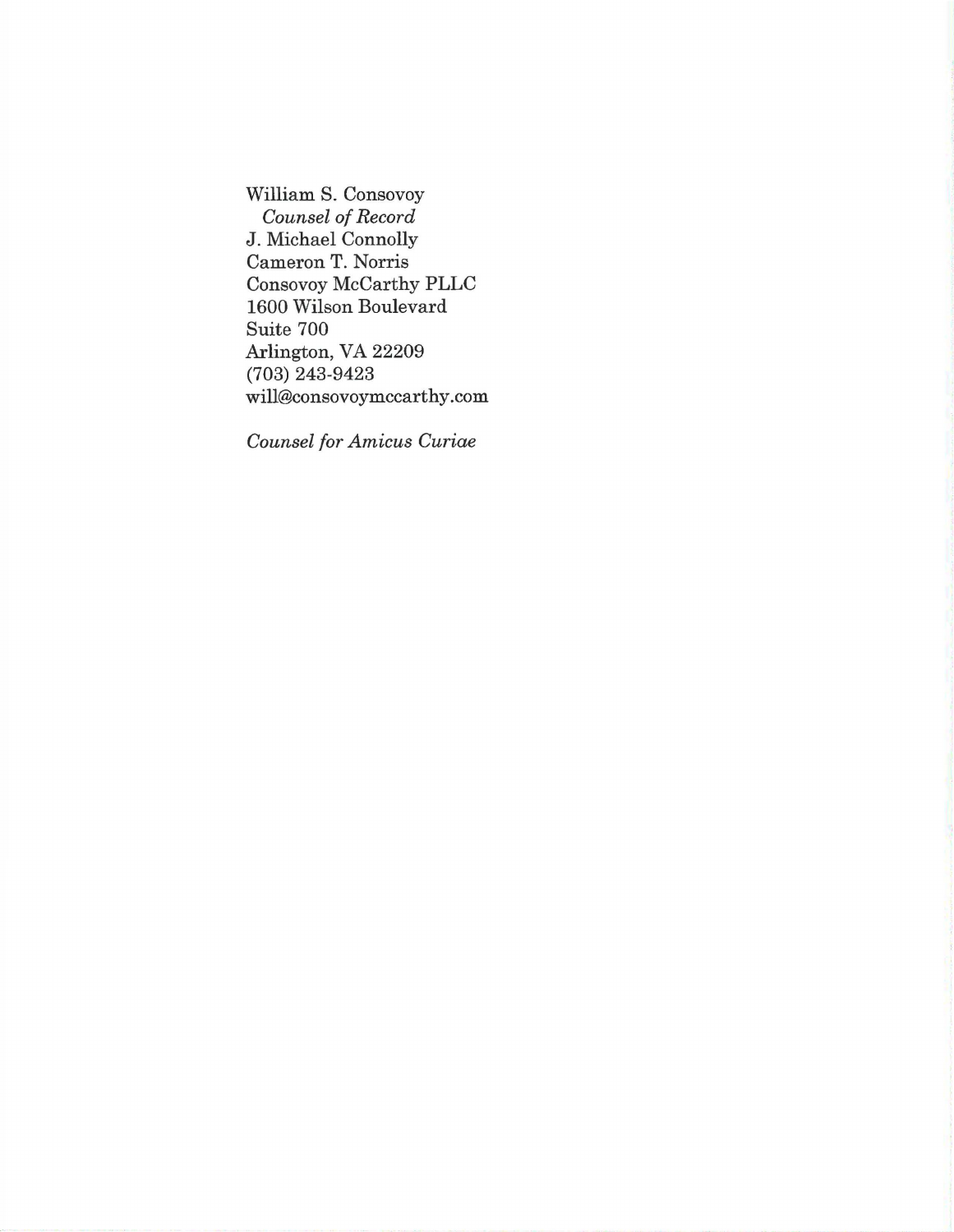William S. Consovoy
*Counsel of Record*
J. Michael Connolly
Cameron T. Norris
Consovoy McCarthy PLLC
1600 Wilson Boulevard
Suite 700
Arlington, VA 22209
(703) 243-9423
will@consovoymccarthy.com

*Counsel for Amicus Curiae*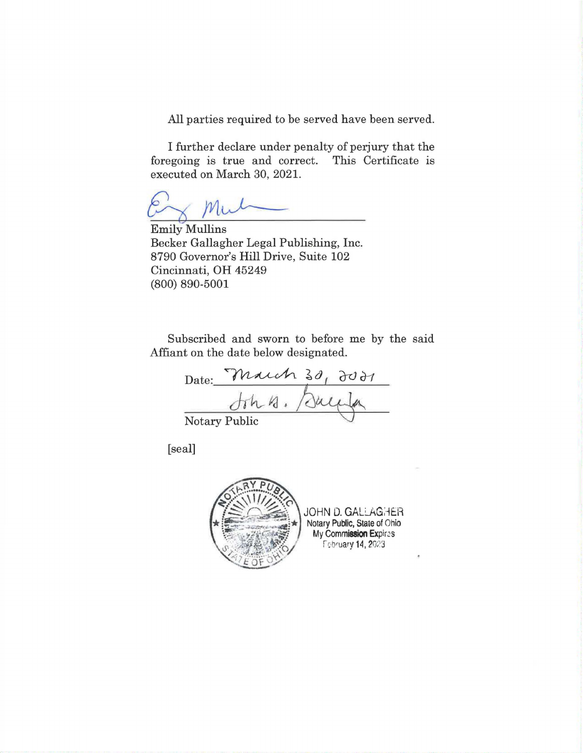All parties required to be served have been served.

I further declare under penalty of perjury that the foregoing is true and correct. This Certificate is executed on March 30, 2021.

Emily Mullins
Becker Gallagher Legal Publishing, Inc.
8790 Governor's Hill Drive, Suite 102
Cincinnati, OH 45249
(800) 890-5001

Subscribed and sworn to before me by the said Affiant on the date below designated.

Date: March 30, 2021

Notary Public

[seal]

JOHN D. GALLAGHER
Notary Public, State of Ohio
My Commission Expires
February 14, 2023